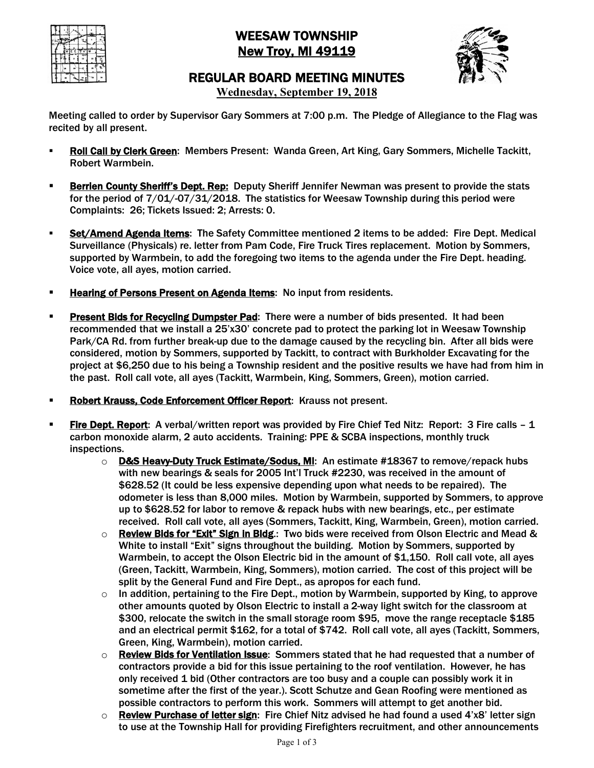# WEESAW TOWNSHIP
## New Troy, MI 49119

## REGULAR BOARD MEETING MINUTES
**Wednesday, September 19, 2018**

Meeting called to order by Supervisor Gary Sommers at 7:00 p.m. The Pledge of Allegiance to the Flag was recited by all present.

- **Roll Call by Clerk Green**: Members Present: Wanda Green, Art King, Gary Sommers, Michelle Tackitt, Robert Warmbein.
- **Berrien County Sheriff's Dept. Rep:** Deputy Sheriff Jennifer Newman was present to provide the stats for the period of 7/01/-07/31/2018. The statistics for Weesaw Township during this period were Complaints: 26; Tickets Issued: 2; Arrests: 0.
- **Set/Amend Agenda Items**: The Safety Committee mentioned 2 items to be added: Fire Dept. Medical Surveillance (Physicals) re. letter from Pam Code, Fire Truck Tires replacement. Motion by Sommers, supported by Warmbein, to add the foregoing two items to the agenda under the Fire Dept. heading. Voice vote, all ayes, motion carried.
- **Hearing of Persons Present on Agenda Items**: No input from residents.
- **Present Bids for Recycling Dumpster Pad**: There were a number of bids presented. It had been recommended that we install a 25'x30' concrete pad to protect the parking lot in Weesaw Township Park/CA Rd. from further break-up due to the damage caused by the recycling bin. After all bids were considered, motion by Sommers, supported by Tackitt, to contract with Burkholder Excavating for the project at $6,250 due to his being a Township resident and the positive results we have had from him in the past. Roll call vote, all ayes (Tackitt, Warmbein, King, Sommers, Green), motion carried.
- **Robert Krauss, Code Enforcement Officer Report**: Krauss not present.
- **Fire Dept. Report**: A verbal/written report was provided by Fire Chief Ted Nitz: Report: 3 Fire calls – 1 carbon monoxide alarm, 2 auto accidents. Training: PPE & SCBA inspections, monthly truck inspections.
  - **D&S Heavy-Duty Truck Estimate/Sodus, MI**: An estimate #18367 to remove/repack hubs with new bearings & seals for 2005 Int'l Truck #2230, was received in the amount of $628.52 (It could be less expensive depending upon what needs to be repaired). The odometer is less than 8,000 miles. Motion by Warmbein, supported by Sommers, to approve up to $628.52 for labor to remove & repack hubs with new bearings, etc., per estimate received. Roll call vote, all ayes (Sommers, Tackitt, King, Warmbein, Green), motion carried.
  - **Review Bids for "Exit" Sign in Bldg.**: Two bids were received from Olson Electric and Mead & White to install "Exit" signs throughout the building. Motion by Sommers, supported by Warmbein, to accept the Olson Electric bid in the amount of $1,150. Roll call vote, all ayes (Green, Tackitt, Warmbein, King, Sommers), motion carried. The cost of this project will be split by the General Fund and Fire Dept., as apropos for each fund.
  - In addition, pertaining to the Fire Dept., motion by Warmbein, supported by King, to approve other amounts quoted by Olson Electric to install a 2-way light switch for the classroom at $300, relocate the switch in the small storage room $95, move the range receptacle $185 and an electrical permit $162, for a total of $742. Roll call vote, all ayes (Tackitt, Sommers, Green, King, Warmbein), motion carried.
  - **Review Bids for Ventilation Issue**: Sommers stated that he had requested that a number of contractors provide a bid for this issue pertaining to the roof ventilation. However, he has only received 1 bid (Other contractors are too busy and a couple can possibly work it in sometime after the first of the year.). Scott Schutze and Gean Roofing were mentioned as possible contractors to perform this work. Sommers will attempt to get another bid.
  - **Review Purchase of letter sign**: Fire Chief Nitz advised he had found a used 4'x8' letter sign to use at the Township Hall for providing Firefighters recruitment, and other announcements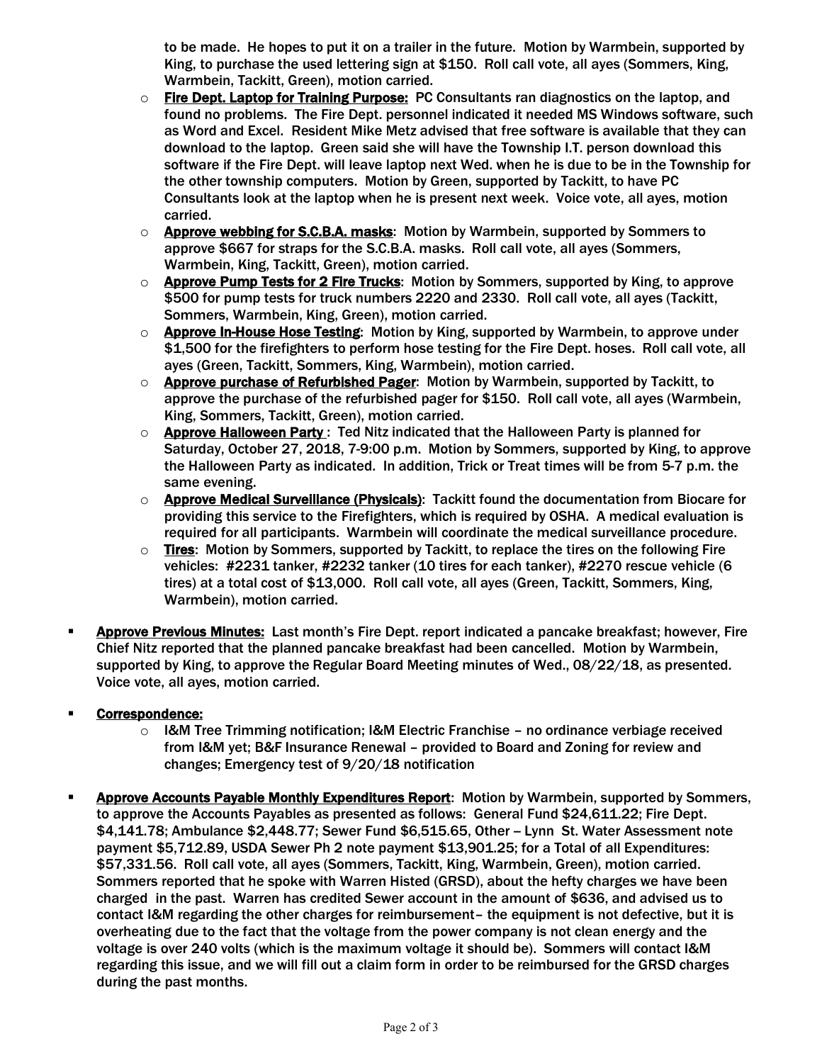to be made. He hopes to put it on a trailer in the future. Motion by Warmbein, supported by King, to purchase the used lettering sign at $150. Roll call vote, all ayes (Sommers, King, Warmbein, Tackitt, Green), motion carried.

- **Fire Dept. Laptop for Training Purpose:** PC Consultants ran diagnostics on the laptop, and found no problems. The Fire Dept. personnel indicated it needed MS Windows software, such as Word and Excel. Resident Mike Metz advised that free software is available that they can download to the laptop. Green said she will have the Township I.T. person download this software if the Fire Dept. will leave laptop next Wed. when he is due to be in the Township for the other township computers. Motion by Green, supported by Tackitt, to have PC Consultants look at the laptop when he is present next week. Voice vote, all ayes, motion carried.
- **Approve webbing for S.C.B.A. masks**: Motion by Warmbein, supported by Sommers to approve $667 for straps for the S.C.B.A. masks. Roll call vote, all ayes (Sommers, Warmbein, King, Tackitt, Green), motion carried.
- **Approve Pump Tests for 2 Fire Trucks**: Motion by Sommers, supported by King, to approve $500 for pump tests for truck numbers 2220 and 2330. Roll call vote, all ayes (Tackitt, Sommers, Warmbein, King, Green), motion carried.
- **Approve In-House Hose Testing**: Motion by King, supported by Warmbein, to approve under $1,500 for the firefighters to perform hose testing for the Fire Dept. hoses. Roll call vote, all ayes (Green, Tackitt, Sommers, King, Warmbein), motion carried.
- **Approve purchase of Refurbished Pager**: Motion by Warmbein, supported by Tackitt, to approve the purchase of the refurbished pager for $150. Roll call vote, all ayes (Warmbein, King, Sommers, Tackitt, Green), motion carried.
- **Approve Halloween Party** : Ted Nitz indicated that the Halloween Party is planned for Saturday, October 27, 2018, 7-9:00 p.m. Motion by Sommers, supported by King, to approve the Halloween Party as indicated. In addition, Trick or Treat times will be from 5-7 p.m. the same evening.
- **Approve Medical Surveillance (Physicals)**: Tackitt found the documentation from Biocare for providing this service to the Firefighters, which is required by OSHA. A medical evaluation is required for all participants. Warmbein will coordinate the medical surveillance procedure.
- **Tires**: Motion by Sommers, supported by Tackitt, to replace the tires on the following Fire vehicles: #2231 tanker, #2232 tanker (10 tires for each tanker), #2270 rescue vehicle (6 tires) at a total cost of $13,000. Roll call vote, all ayes (Green, Tackitt, Sommers, King, Warmbein), motion carried.

- **Approve Previous Minutes:** Last month's Fire Dept. report indicated a pancake breakfast; however, Fire Chief Nitz reported that the planned pancake breakfast had been cancelled. Motion by Warmbein, supported by King, to approve the Regular Board Meeting minutes of Wed., 08/22/18, as presented. Voice vote, all ayes, motion carried.

- **Correspondence:**
  - I&M Tree Trimming notification; I&M Electric Franchise – no ordinance verbiage received from I&M yet; B&F Insurance Renewal – provided to Board and Zoning for review and changes; Emergency test of 9/20/18 notification

- **Approve Accounts Payable Monthly Expenditures Report**: Motion by Warmbein, supported by Sommers, to approve the Accounts Payables as presented as follows: General Fund $24,611.22; Fire Dept. $4,141.78; Ambulance $2,448.77; Sewer Fund $6,515.65, Other – Lynn St. Water Assessment note payment $5,712.89, USDA Sewer Ph 2 note payment $13,901.25; for a Total of all Expenditures: $57,331.56. Roll call vote, all ayes (Sommers, Tackitt, King, Warmbein, Green), motion carried. Sommers reported that he spoke with Warren Histed (GRSD), about the hefty charges we have been charged in the past. Warren has credited Sewer account in the amount of $636, and advised us to contact I&M regarding the other charges for reimbursement– the equipment is not defective, but it is overheating due to the fact that the voltage from the power company is not clean energy and the voltage is over 240 volts (which is the maximum voltage it should be). Sommers will contact I&M regarding this issue, and we will fill out a claim form in order to be reimbursed for the GRSD charges during the past months.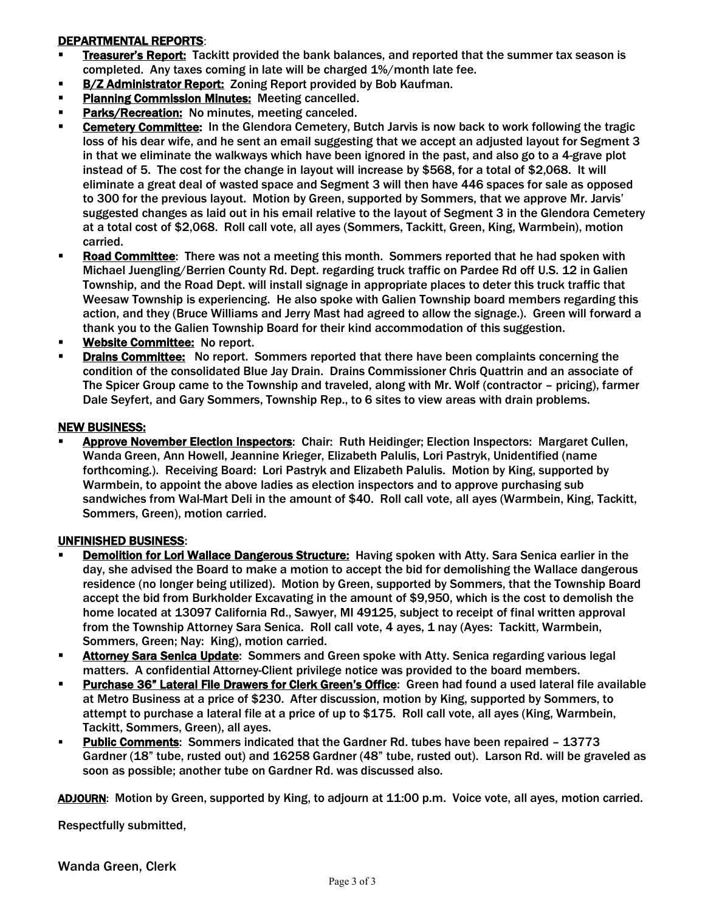**DEPARTMENTAL REPORTS**:

- **Treasurer's Report:** Tackitt provided the bank balances, and reported that the summer tax season is completed. Any taxes coming in late will be charged 1%/month late fee.
- **B/Z Administrator Report:** Zoning Report provided by Bob Kaufman.
- **Planning Commission Minutes:** Meeting cancelled.
- **Parks/Recreation:** No minutes, meeting canceled.
- **Cemetery Committee:** In the Glendora Cemetery, Butch Jarvis is now back to work following the tragic loss of his dear wife, and he sent an email suggesting that we accept an adjusted layout for Segment 3 in that we eliminate the walkways which have been ignored in the past, and also go to a 4-grave plot instead of 5. The cost for the change in layout will increase by $568, for a total of $2,068. It will eliminate a great deal of wasted space and Segment 3 will then have 446 spaces for sale as opposed to 300 for the previous layout. Motion by Green, supported by Sommers, that we approve Mr. Jarvis' suggested changes as laid out in his email relative to the layout of Segment 3 in the Glendora Cemetery at a total cost of $2,068. Roll call vote, all ayes (Sommers, Tackitt, Green, King, Warmbein), motion carried.
- **Road Committee**: There was not a meeting this month. Sommers reported that he had spoken with Michael Juengling/Berrien County Rd. Dept. regarding truck traffic on Pardee Rd off U.S. 12 in Galien Township, and the Road Dept. will install signage in appropriate places to deter this truck traffic that Weesaw Township is experiencing. He also spoke with Galien Township board members regarding this action, and they (Bruce Williams and Jerry Mast had agreed to allow the signage.). Green will forward a thank you to the Galien Township Board for their kind accommodation of this suggestion.
- **Website Committee:** No report.
- **Drains Committee:** No report. Sommers reported that there have been complaints concerning the condition of the consolidated Blue Jay Drain. Drains Commissioner Chris Quattrin and an associate of The Spicer Group came to the Township and traveled, along with Mr. Wolf (contractor – pricing), farmer Dale Seyfert, and Gary Sommers, Township Rep., to 6 sites to view areas with drain problems.

**NEW BUSINESS:**

- **Approve November Election Inspectors**: Chair: Ruth Heidinger; Election Inspectors: Margaret Cullen, Wanda Green, Ann Howell, Jeannine Krieger, Elizabeth Palulis, Lori Pastryk, Unidentified (name forthcoming.). Receiving Board: Lori Pastryk and Elizabeth Palulis. Motion by King, supported by Warmbein, to appoint the above ladies as election inspectors and to approve purchasing sub sandwiches from Wal-Mart Deli in the amount of $40. Roll call vote, all ayes (Warmbein, King, Tackitt, Sommers, Green), motion carried.

**UNFINISHED BUSINESS**:

- **Demolition for Lori Wallace Dangerous Structure:** Having spoken with Atty. Sara Senica earlier in the day, she advised the Board to make a motion to accept the bid for demolishing the Wallace dangerous residence (no longer being utilized). Motion by Green, supported by Sommers, that the Township Board accept the bid from Burkholder Excavating in the amount of $9,950, which is the cost to demolish the home located at 13097 California Rd., Sawyer, MI 49125, subject to receipt of final written approval from the Township Attorney Sara Senica. Roll call vote, 4 ayes, 1 nay (Ayes: Tackitt, Warmbein, Sommers, Green; Nay: King), motion carried.
- **Attorney Sara Senica Update**: Sommers and Green spoke with Atty. Senica regarding various legal matters. A confidential Attorney-Client privilege notice was provided to the board members.
- **Purchase 36" Lateral File Drawers for Clerk Green's Office**: Green had found a used lateral file available at Metro Business at a price of $230. After discussion, motion by King, supported by Sommers, to attempt to purchase a lateral file at a price of up to $175. Roll call vote, all ayes (King, Warmbein, Tackitt, Sommers, Green), all ayes.
- **Public Comments**: Sommers indicated that the Gardner Rd. tubes have been repaired – 13773 Gardner (18" tube, rusted out) and 16258 Gardner (48" tube, rusted out). Larson Rd. will be graveled as soon as possible; another tube on Gardner Rd. was discussed also.

**ADJOURN**: Motion by Green, supported by King, to adjourn at 11:00 p.m. Voice vote, all ayes, motion carried.

Respectfully submitted,

Wanda Green, Clerk